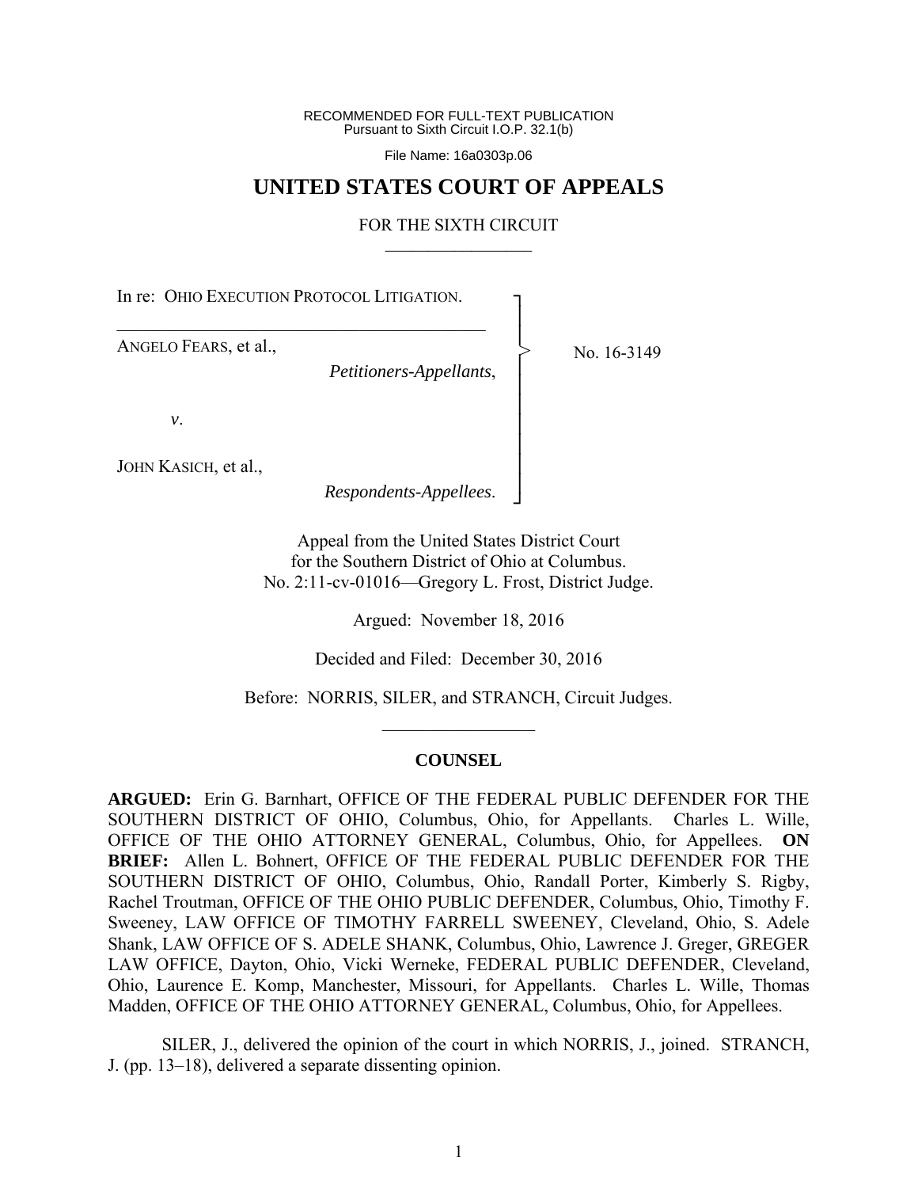RECOMMENDED FOR FULL-TEXT PUBLICATION
Pursuant to Sixth Circuit I.O.P. 32.1(b)

File Name: 16a0303p.06

# UNITED STATES COURT OF APPEALS

FOR THE SIXTH CIRCUIT

In re: OHIO EXECUTION PROTOCOL LITIGATION.

ANGELO FEARS, et al.,
*Petitioners-Appellants*,

*v*.

JOHN KASICH, et al.,
*Respondents-Appellees*.

No. 16-3149

Appeal from the United States District Court
for the Southern District of Ohio at Columbus.
No. 2:11-cv-01016—Gregory L. Frost, District Judge.

Argued: November 18, 2016

Decided and Filed: December 30, 2016

Before: NORRIS, SILER, and STRANCH, Circuit Judges.

## COUNSEL

**ARGUED:** Erin G. Barnhart, OFFICE OF THE FEDERAL PUBLIC DEFENDER FOR THE SOUTHERN DISTRICT OF OHIO, Columbus, Ohio, for Appellants. Charles L. Wille, OFFICE OF THE OHIO ATTORNEY GENERAL, Columbus, Ohio, for Appellees. **ON BRIEF:** Allen L. Bohnert, OFFICE OF THE FEDERAL PUBLIC DEFENDER FOR THE SOUTHERN DISTRICT OF OHIO, Columbus, Ohio, Randall Porter, Kimberly S. Rigby, Rachel Troutman, OFFICE OF THE OHIO PUBLIC DEFENDER, Columbus, Ohio, Timothy F. Sweeney, LAW OFFICE OF TIMOTHY FARRELL SWEENEY, Cleveland, Ohio, S. Adele Shank, LAW OFFICE OF S. ADELE SHANK, Columbus, Ohio, Lawrence J. Greger, GREGER LAW OFFICE, Dayton, Ohio, Vicki Werneke, FEDERAL PUBLIC DEFENDER, Cleveland, Ohio, Laurence E. Komp, Manchester, Missouri, for Appellants. Charles L. Wille, Thomas Madden, OFFICE OF THE OHIO ATTORNEY GENERAL, Columbus, Ohio, for Appellees.

SILER, J., delivered the opinion of the court in which NORRIS, J., joined. STRANCH, J. (pp. 13–18), delivered a separate dissenting opinion.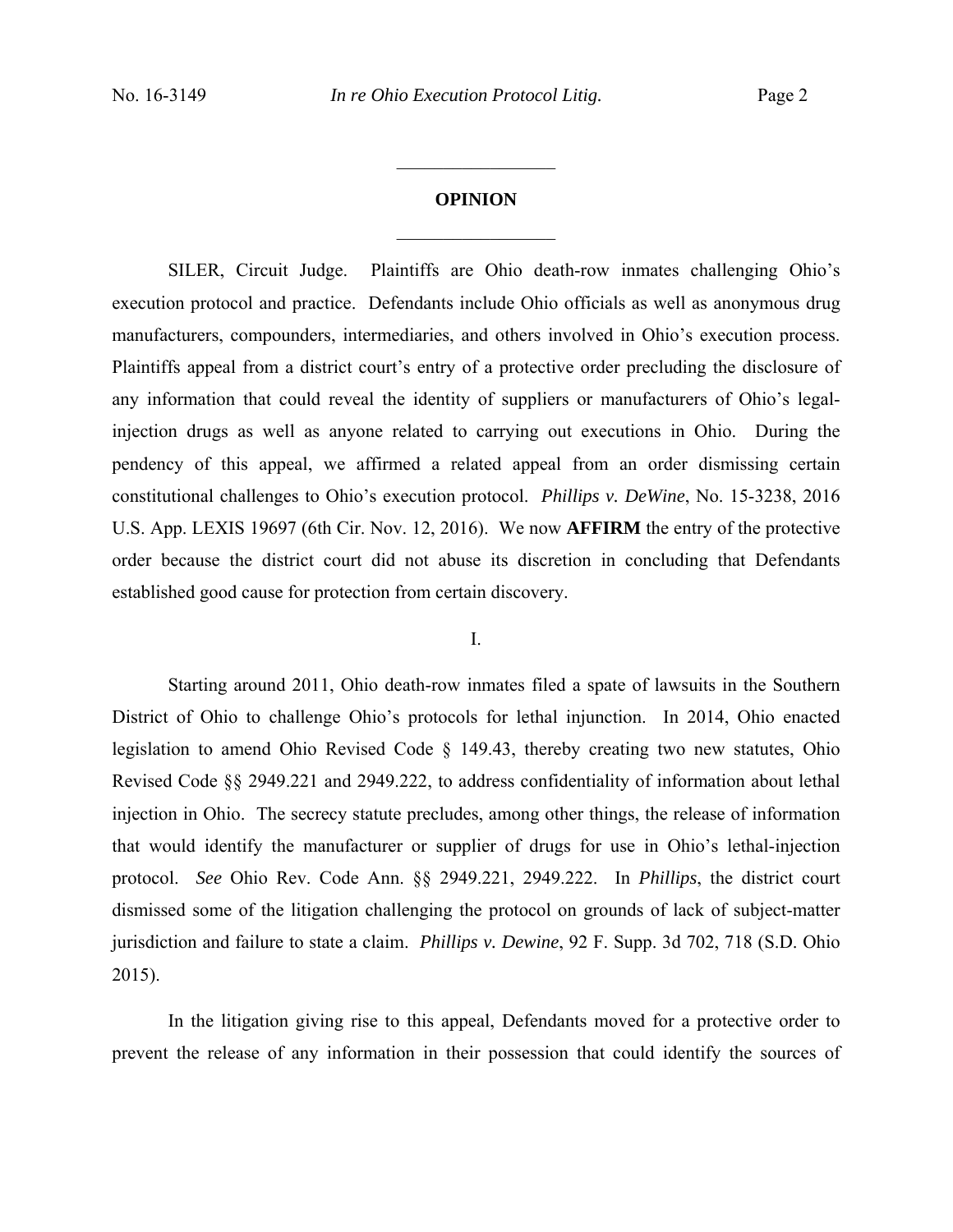## OPINION

SILER, Circuit Judge. Plaintiffs are Ohio death-row inmates challenging Ohio's execution protocol and practice. Defendants include Ohio officials as well as anonymous drug manufacturers, compounders, intermediaries, and others involved in Ohio's execution process. Plaintiffs appeal from a district court's entry of a protective order precluding the disclosure of any information that could reveal the identity of suppliers or manufacturers of Ohio's legal-injection drugs as well as anyone related to carrying out executions in Ohio. During the pendency of this appeal, we affirmed a related appeal from an order dismissing certain constitutional challenges to Ohio's execution protocol. *Phillips v. DeWine*, No. 15-3238, 2016 U.S. App. LEXIS 19697 (6th Cir. Nov. 12, 2016). We now **AFFIRM** the entry of the protective order because the district court did not abuse its discretion in concluding that Defendants established good cause for protection from certain discovery.

I.

Starting around 2011, Ohio death-row inmates filed a spate of lawsuits in the Southern District of Ohio to challenge Ohio's protocols for lethal injunction. In 2014, Ohio enacted legislation to amend Ohio Revised Code § 149.43, thereby creating two new statutes, Ohio Revised Code §§ 2949.221 and 2949.222, to address confidentiality of information about lethal injection in Ohio. The secrecy statute precludes, among other things, the release of information that would identify the manufacturer or supplier of drugs for use in Ohio's lethal-injection protocol. *See* Ohio Rev. Code Ann. §§ 2949.221, 2949.222. In *Phillips*, the district court dismissed some of the litigation challenging the protocol on grounds of lack of subject-matter jurisdiction and failure to state a claim. *Phillips v. Dewine*, 92 F. Supp. 3d 702, 718 (S.D. Ohio 2015).

In the litigation giving rise to this appeal, Defendants moved for a protective order to prevent the release of any information in their possession that could identify the sources of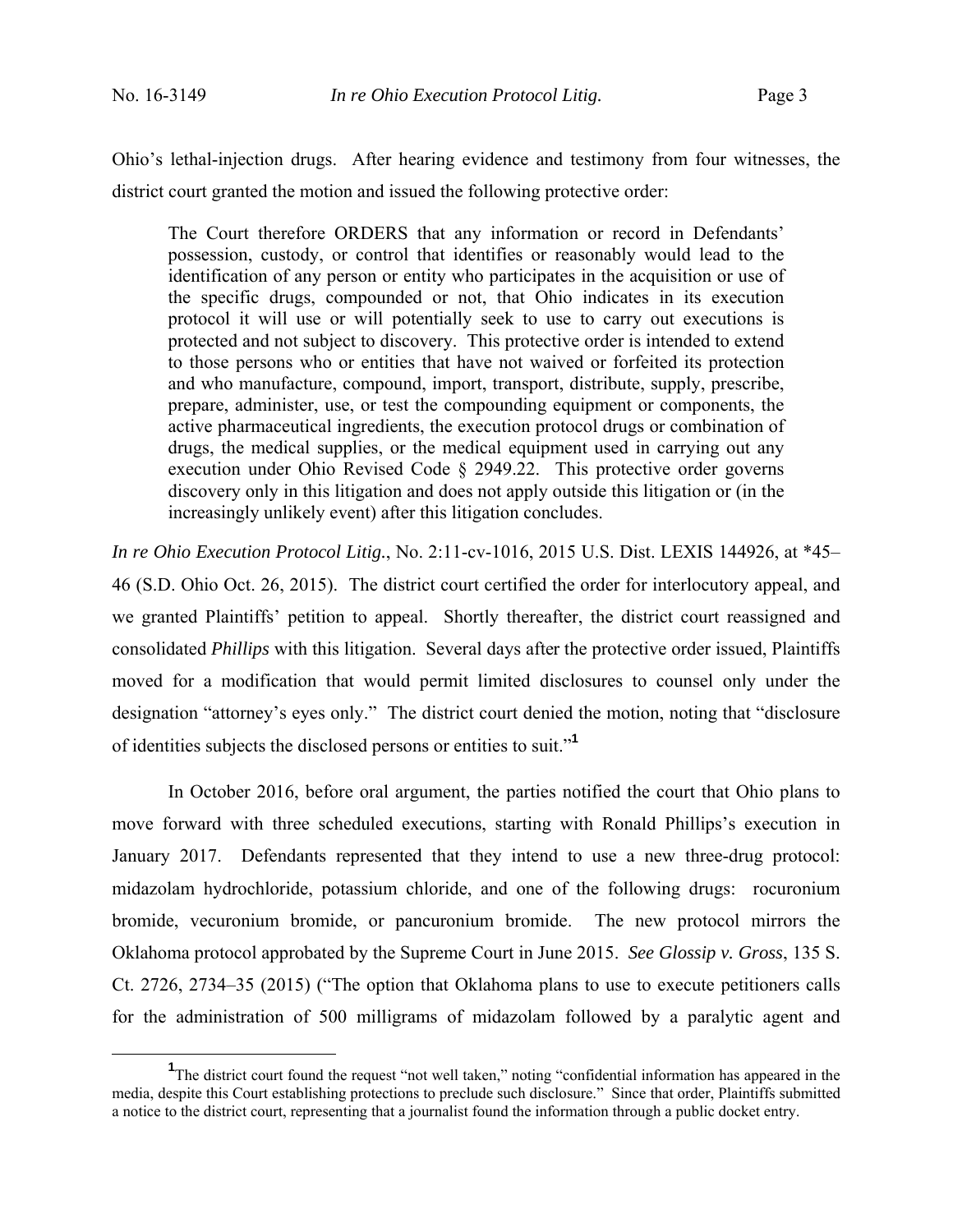Ohio's lethal-injection drugs. After hearing evidence and testimony from four witnesses, the district court granted the motion and issued the following protective order:

> The Court therefore ORDERS that any information or record in Defendants' possession, custody, or control that identifies or reasonably would lead to the identification of any person or entity who participates in the acquisition or use of the specific drugs, compounded or not, that Ohio indicates in its execution protocol it will use or will potentially seek to use to carry out executions is protected and not subject to discovery. This protective order is intended to extend to those persons who or entities that have not waived or forfeited its protection and who manufacture, compound, import, transport, distribute, supply, prescribe, prepare, administer, use, or test the compounding equipment or components, the active pharmaceutical ingredients, the execution protocol drugs or combination of drugs, the medical supplies, or the medical equipment used in carrying out any execution under Ohio Revised Code § 2949.22. This protective order governs discovery only in this litigation and does not apply outside this litigation or (in the increasingly unlikely event) after this litigation concludes.

*In re Ohio Execution Protocol Litig.*, No. 2:11-cv-1016, 2015 U.S. Dist. LEXIS 144926, at *45–46 (S.D. Ohio Oct. 26, 2015). The district court certified the order for interlocutory appeal, and we granted Plaintiffs' petition to appeal. Shortly thereafter, the district court reassigned and consolidated *Phillips* with this litigation. Several days after the protective order issued, Plaintiffs moved for a modification that would permit limited disclosures to counsel only under the designation "attorney's eyes only." The district court denied the motion, noting that "disclosure of identities subjects the disclosed persons or entities to suit."[1]

In October 2016, before oral argument, the parties notified the court that Ohio plans to move forward with three scheduled executions, starting with Ronald Phillips's execution in January 2017. Defendants represented that they intend to use a new three-drug protocol: midazolam hydrochloride, potassium chloride, and one of the following drugs: rocuronium bromide, vecuronium bromide, or pancuronium bromide. The new protocol mirrors the Oklahoma protocol approbated by the Supreme Court in June 2015. *See Glossip v. Gross*, 135 S. Ct. 2726, 2734–35 (2015) ("The option that Oklahoma plans to use to execute petitioners calls for the administration of 500 milligrams of midazolam followed by a paralytic agent and

[1] The district court found the request "not well taken," noting "confidential information has appeared in the media, despite this Court establishing protections to preclude such disclosure." Since that order, Plaintiffs submitted a notice to the district court, representing that a journalist found the information through a public docket entry.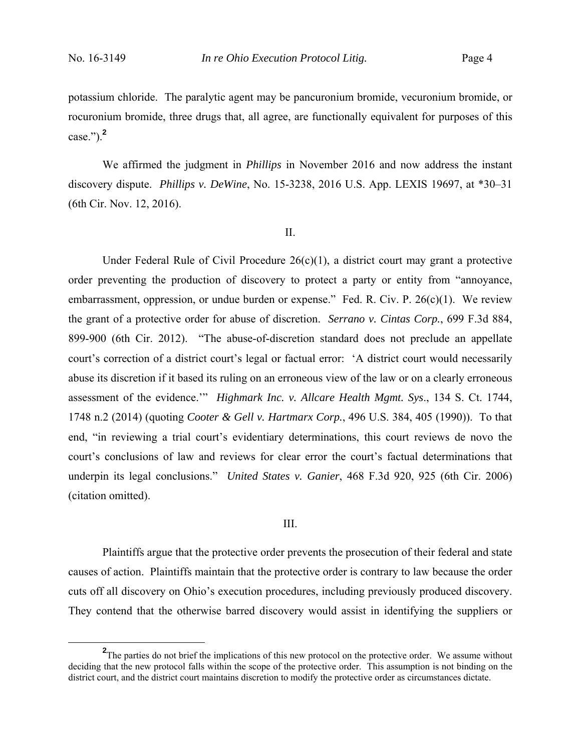potassium chloride. The paralytic agent may be pancuronium bromide, vecuronium bromide, or rocuronium bromide, three drugs that, all agree, are functionally equivalent for purposes of this case.").[2]

We affirmed the judgment in *Phillips* in November 2016 and now address the instant discovery dispute. *Phillips v. DeWine*, No. 15-3238, 2016 U.S. App. LEXIS 19697, at *30–31 (6th Cir. Nov. 12, 2016).

## II.

Under Federal Rule of Civil Procedure 26(c)(1), a district court may grant a protective order preventing the production of discovery to protect a party or entity from "annoyance, embarrassment, oppression, or undue burden or expense." Fed. R. Civ. P. 26(c)(1). We review the grant of a protective order for abuse of discretion. *Serrano v. Cintas Corp.*, 699 F.3d 884, 899-900 (6th Cir. 2012). "The abuse-of-discretion standard does not preclude an appellate court's correction of a district court's legal or factual error: 'A district court would necessarily abuse its discretion if it based its ruling on an erroneous view of the law or on a clearly erroneous assessment of the evidence.'" *Highmark Inc. v. Allcare Health Mgmt. Sys*., 134 S. Ct. 1744, 1748 n.2 (2014) (quoting *Cooter & Gell v. Hartmarx Corp.*, 496 U.S. 384, 405 (1990)). To that end, "in reviewing a trial court's evidentiary determinations, this court reviews de novo the court's conclusions of law and reviews for clear error the court's factual determinations that underpin its legal conclusions." *United States v. Ganier*, 468 F.3d 920, 925 (6th Cir. 2006) (citation omitted).

## III.

Plaintiffs argue that the protective order prevents the prosecution of their federal and state causes of action. Plaintiffs maintain that the protective order is contrary to law because the order cuts off all discovery on Ohio's execution procedures, including previously produced discovery. They contend that the otherwise barred discovery would assist in identifying the suppliers or

---

[2] The parties do not brief the implications of this new protocol on the protective order. We assume without deciding that the new protocol falls within the scope of the protective order. This assumption is not binding on the district court, and the district court maintains discretion to modify the protective order as circumstances dictate.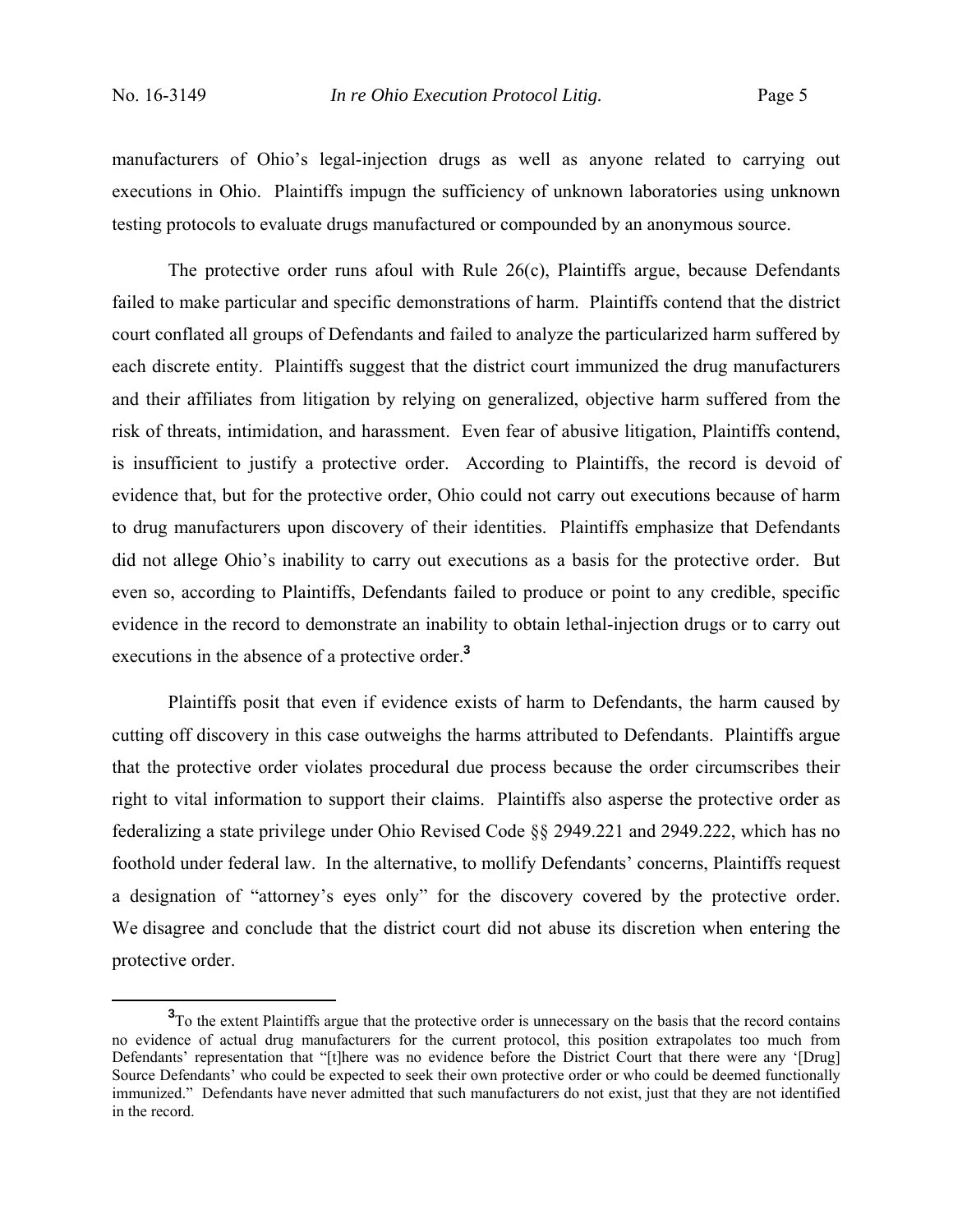manufacturers of Ohio's legal-injection drugs as well as anyone related to carrying out executions in Ohio. Plaintiffs impugn the sufficiency of unknown laboratories using unknown testing protocols to evaluate drugs manufactured or compounded by an anonymous source.

The protective order runs afoul with Rule 26(c), Plaintiffs argue, because Defendants failed to make particular and specific demonstrations of harm. Plaintiffs contend that the district court conflated all groups of Defendants and failed to analyze the particularized harm suffered by each discrete entity. Plaintiffs suggest that the district court immunized the drug manufacturers and their affiliates from litigation by relying on generalized, objective harm suffered from the risk of threats, intimidation, and harassment. Even fear of abusive litigation, Plaintiffs contend, is insufficient to justify a protective order. According to Plaintiffs, the record is devoid of evidence that, but for the protective order, Ohio could not carry out executions because of harm to drug manufacturers upon discovery of their identities. Plaintiffs emphasize that Defendants did not allege Ohio's inability to carry out executions as a basis for the protective order. But even so, according to Plaintiffs, Defendants failed to produce or point to any credible, specific evidence in the record to demonstrate an inability to obtain lethal-injection drugs or to carry out executions in the absence of a protective order.[3]

Plaintiffs posit that even if evidence exists of harm to Defendants, the harm caused by cutting off discovery in this case outweighs the harms attributed to Defendants. Plaintiffs argue that the protective order violates procedural due process because the order circumscribes their right to vital information to support their claims. Plaintiffs also asperse the protective order as federalizing a state privilege under Ohio Revised Code §§ 2949.221 and 2949.222, which has no foothold under federal law. In the alternative, to mollify Defendants' concerns, Plaintiffs request a designation of "attorney's eyes only" for the discovery covered by the protective order. We disagree and conclude that the district court did not abuse its discretion when entering the protective order.

[3]To the extent Plaintiffs argue that the protective order is unnecessary on the basis that the record contains no evidence of actual drug manufacturers for the current protocol, this position extrapolates too much from Defendants' representation that "[t]here was no evidence before the District Court that there were any '[Drug] Source Defendants' who could be expected to seek their own protective order or who could be deemed functionally immunized." Defendants have never admitted that such manufacturers do not exist, just that they are not identified in the record.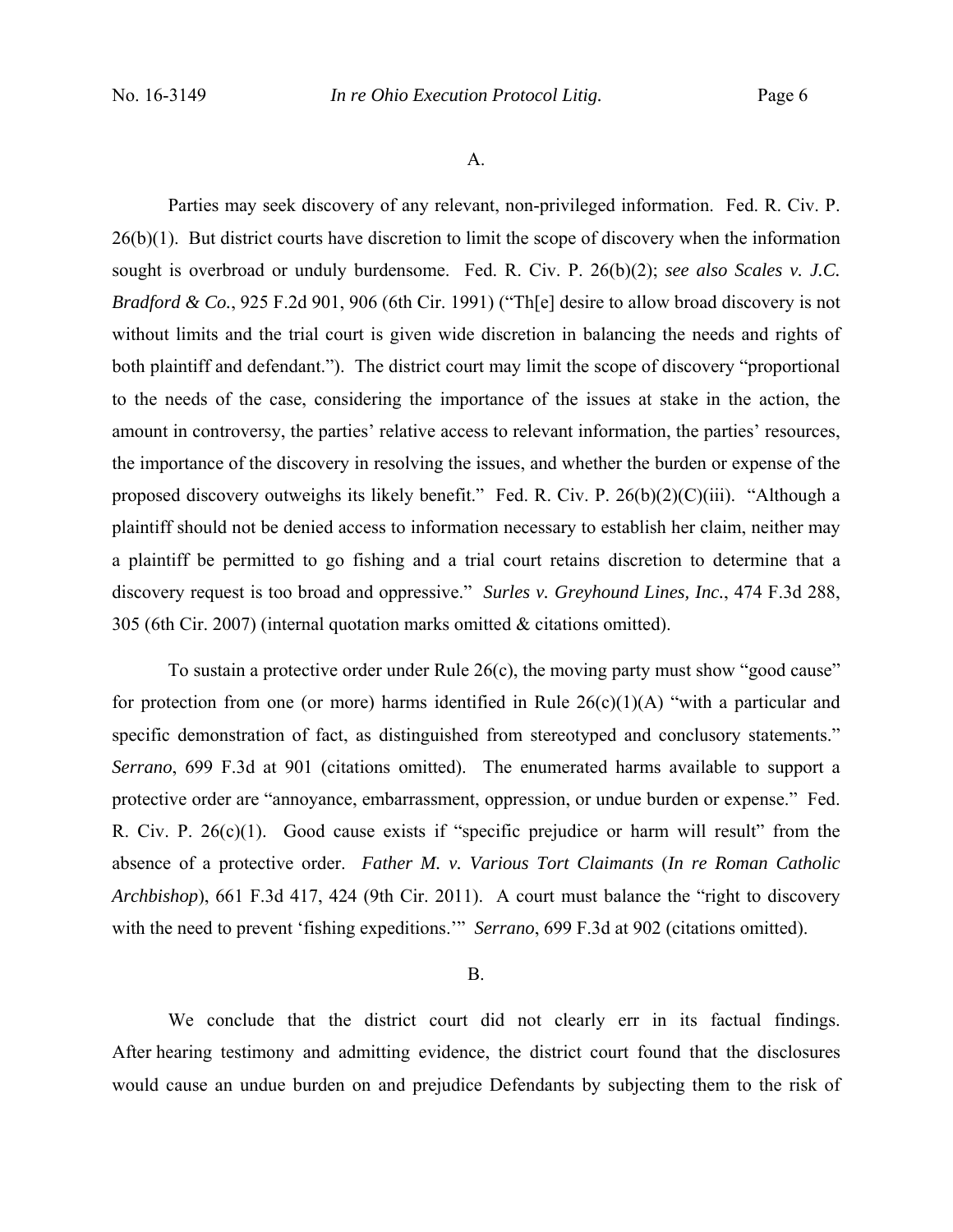### A.

Parties may seek discovery of any relevant, non-privileged information. Fed. R. Civ. P. 26(b)(1). But district courts have discretion to limit the scope of discovery when the information sought is overbroad or unduly burdensome. Fed. R. Civ. P. 26(b)(2); *see also Scales v. J.C. Bradford & Co.*, 925 F.2d 901, 906 (6th Cir. 1991) ("Th[e] desire to allow broad discovery is not without limits and the trial court is given wide discretion in balancing the needs and rights of both plaintiff and defendant."). The district court may limit the scope of discovery "proportional to the needs of the case, considering the importance of the issues at stake in the action, the amount in controversy, the parties' relative access to relevant information, the parties' resources, the importance of the discovery in resolving the issues, and whether the burden or expense of the proposed discovery outweighs its likely benefit." Fed. R. Civ. P. 26(b)(2)(C)(iii). "Although a plaintiff should not be denied access to information necessary to establish her claim, neither may a plaintiff be permitted to go fishing and a trial court retains discretion to determine that a discovery request is too broad and oppressive." *Surles v. Greyhound Lines, Inc.*, 474 F.3d 288, 305 (6th Cir. 2007) (internal quotation marks omitted & citations omitted).

To sustain a protective order under Rule 26(c), the moving party must show "good cause" for protection from one (or more) harms identified in Rule 26(c)(1)(A) "with a particular and specific demonstration of fact, as distinguished from stereotyped and conclusory statements." *Serrano*, 699 F.3d at 901 (citations omitted). The enumerated harms available to support a protective order are "annoyance, embarrassment, oppression, or undue burden or expense." Fed. R. Civ. P. 26(c)(1). Good cause exists if "specific prejudice or harm will result" from the absence of a protective order. *Father M. v. Various Tort Claimants* (*In re Roman Catholic Archbishop*), 661 F.3d 417, 424 (9th Cir. 2011). A court must balance the "right to discovery with the need to prevent 'fishing expeditions.'" *Serrano*, 699 F.3d at 902 (citations omitted).

### B.

We conclude that the district court did not clearly err in its factual findings. After hearing testimony and admitting evidence, the district court found that the disclosures would cause an undue burden on and prejudice Defendants by subjecting them to the risk of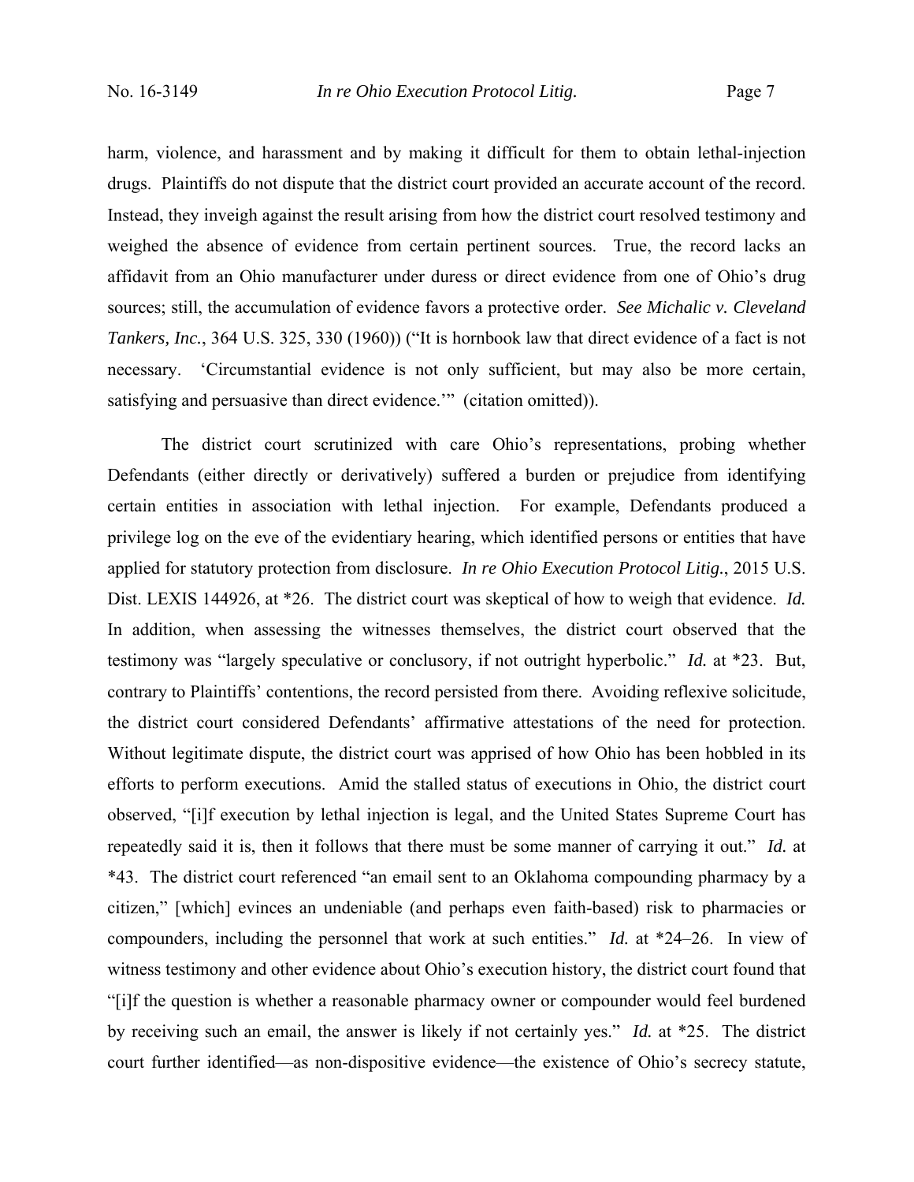harm, violence, and harassment and by making it difficult for them to obtain lethal-injection drugs. Plaintiffs do not dispute that the district court provided an accurate account of the record. Instead, they inveigh against the result arising from how the district court resolved testimony and weighed the absence of evidence from certain pertinent sources. True, the record lacks an affidavit from an Ohio manufacturer under duress or direct evidence from one of Ohio's drug sources; still, the accumulation of evidence favors a protective order. *See Michalic v. Cleveland Tankers, Inc.*, 364 U.S. 325, 330 (1960)) ("It is hornbook law that direct evidence of a fact is not necessary. 'Circumstantial evidence is not only sufficient, but may also be more certain, satisfying and persuasive than direct evidence.'" (citation omitted)).

The district court scrutinized with care Ohio's representations, probing whether Defendants (either directly or derivatively) suffered a burden or prejudice from identifying certain entities in association with lethal injection. For example, Defendants produced a privilege log on the eve of the evidentiary hearing, which identified persons or entities that have applied for statutory protection from disclosure. *In re Ohio Execution Protocol Litig.*, 2015 U.S. Dist. LEXIS 144926, at *26. The district court was skeptical of how to weigh that evidence. *Id.* In addition, when assessing the witnesses themselves, the district court observed that the testimony was "largely speculative or conclusory, if not outright hyperbolic." *Id.* at *23. But, contrary to Plaintiffs' contentions, the record persisted from there. Avoiding reflexive solicitude, the district court considered Defendants' affirmative attestations of the need for protection. Without legitimate dispute, the district court was apprised of how Ohio has been hobbled in its efforts to perform executions. Amid the stalled status of executions in Ohio, the district court observed, "[i]f execution by lethal injection is legal, and the United States Supreme Court has repeatedly said it is, then it follows that there must be some manner of carrying it out." *Id.* at *43. The district court referenced "an email sent to an Oklahoma compounding pharmacy by a citizen," [which] evinces an undeniable (and perhaps even faith-based) risk to pharmacies or compounders, including the personnel that work at such entities." *Id.* at *24–26. In view of witness testimony and other evidence about Ohio's execution history, the district court found that "[i]f the question is whether a reasonable pharmacy owner or compounder would feel burdened by receiving such an email, the answer is likely if not certainly yes." *Id.* at *25. The district court further identified—as non-dispositive evidence—the existence of Ohio's secrecy statute,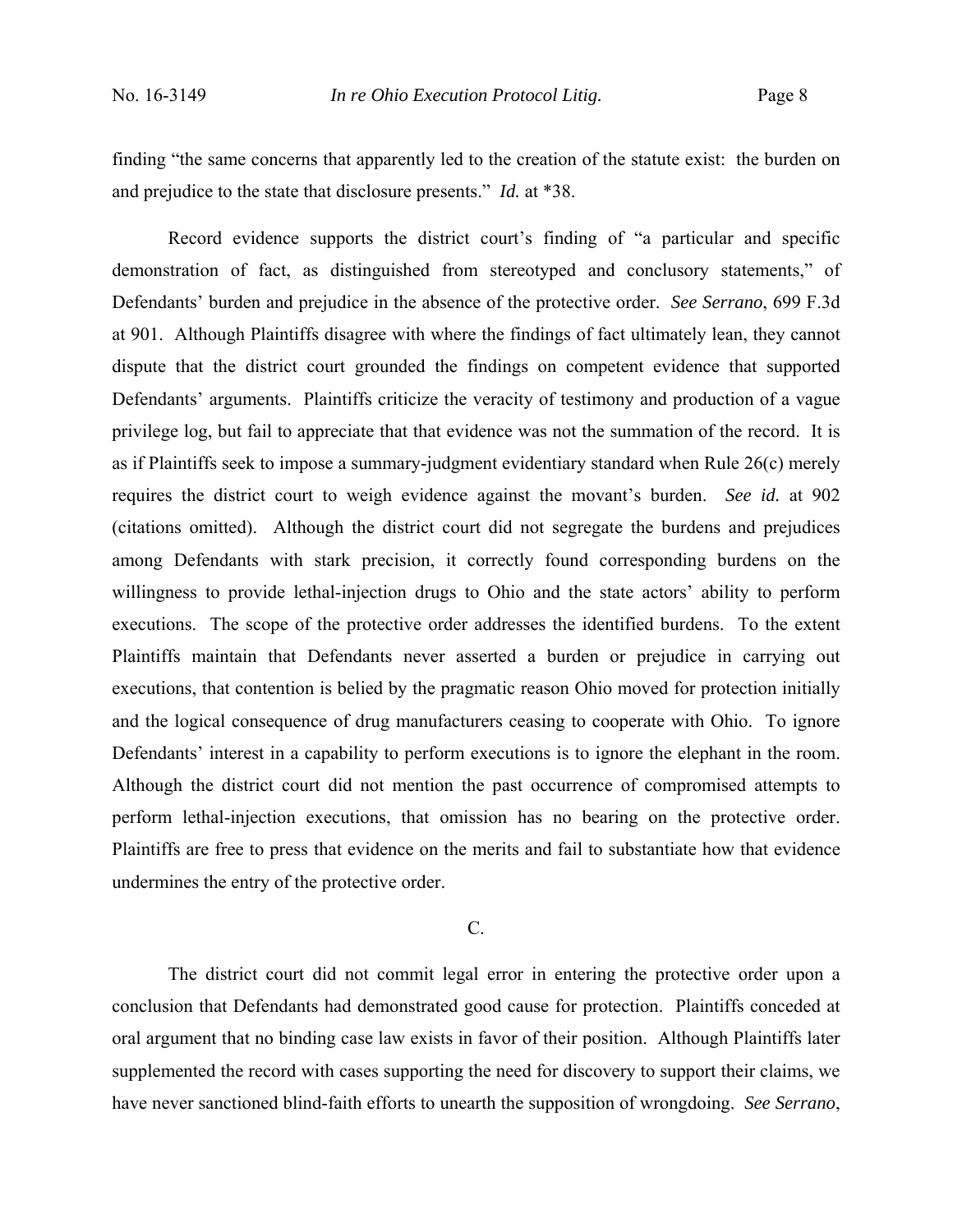finding "the same concerns that apparently led to the creation of the statute exist: the burden on and prejudice to the state that disclosure presents." *Id.* at *38.

Record evidence supports the district court's finding of "a particular and specific demonstration of fact, as distinguished from stereotyped and conclusory statements," of Defendants' burden and prejudice in the absence of the protective order. *See Serrano*, 699 F.3d at 901. Although Plaintiffs disagree with where the findings of fact ultimately lean, they cannot dispute that the district court grounded the findings on competent evidence that supported Defendants' arguments. Plaintiffs criticize the veracity of testimony and production of a vague privilege log, but fail to appreciate that that evidence was not the summation of the record. It is as if Plaintiffs seek to impose a summary-judgment evidentiary standard when Rule 26(c) merely requires the district court to weigh evidence against the movant's burden. *See id.* at 902 (citations omitted). Although the district court did not segregate the burdens and prejudices among Defendants with stark precision, it correctly found corresponding burdens on the willingness to provide lethal-injection drugs to Ohio and the state actors' ability to perform executions. The scope of the protective order addresses the identified burdens. To the extent Plaintiffs maintain that Defendants never asserted a burden or prejudice in carrying out executions, that contention is belied by the pragmatic reason Ohio moved for protection initially and the logical consequence of drug manufacturers ceasing to cooperate with Ohio. To ignore Defendants' interest in a capability to perform executions is to ignore the elephant in the room. Although the district court did not mention the past occurrence of compromised attempts to perform lethal-injection executions, that omission has no bearing on the protective order. Plaintiffs are free to press that evidence on the merits and fail to substantiate how that evidence undermines the entry of the protective order.

C.

The district court did not commit legal error in entering the protective order upon a conclusion that Defendants had demonstrated good cause for protection. Plaintiffs conceded at oral argument that no binding case law exists in favor of their position. Although Plaintiffs later supplemented the record with cases supporting the need for discovery to support their claims, we have never sanctioned blind-faith efforts to unearth the supposition of wrongdoing. *See Serrano*,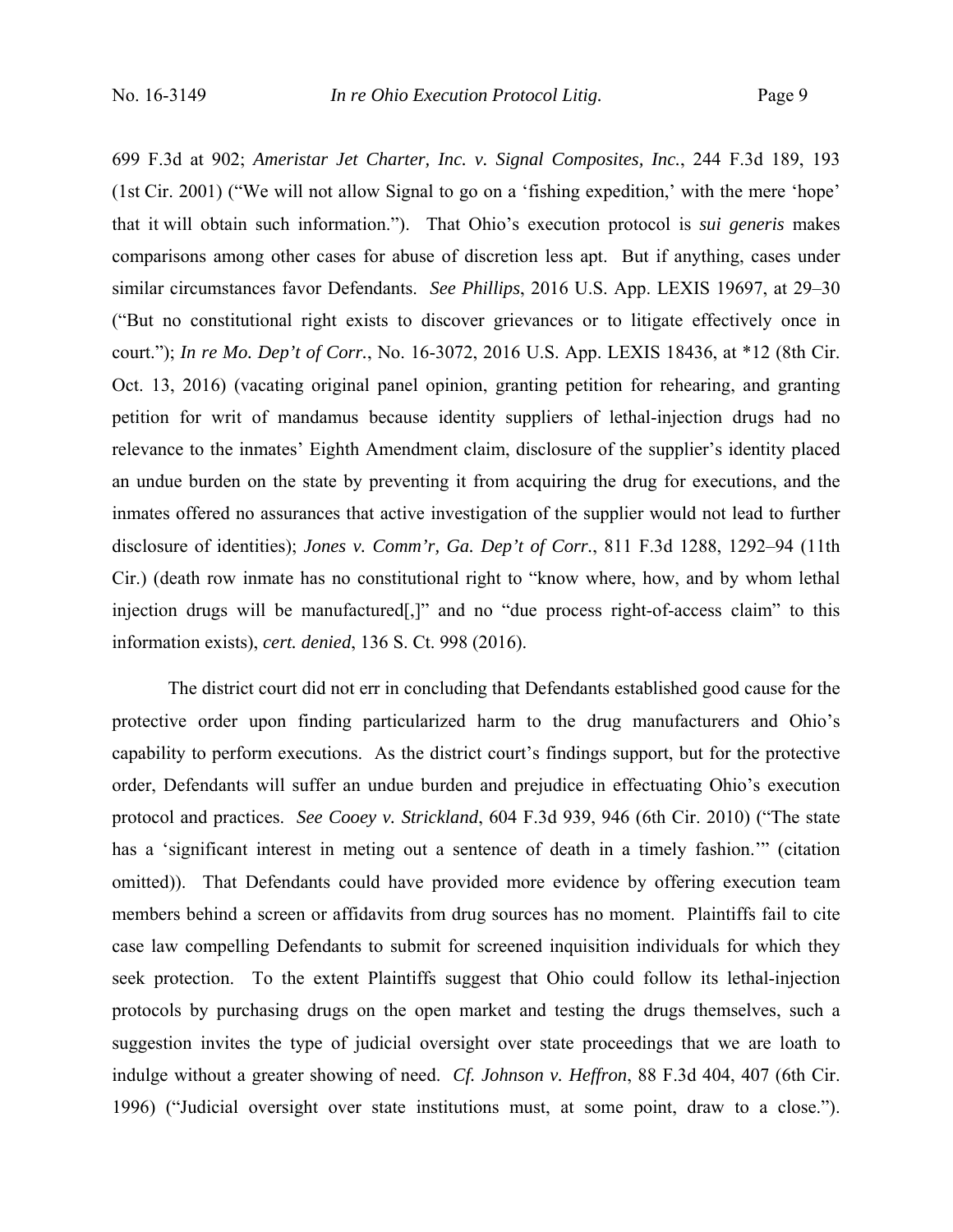699 F.3d at 902; *Ameristar Jet Charter, Inc. v. Signal Composites, Inc.*, 244 F.3d 189, 193 (1st Cir. 2001) ("We will not allow Signal to go on a 'fishing expedition,' with the mere 'hope' that it will obtain such information."). That Ohio's execution protocol is *sui generis* makes comparisons among other cases for abuse of discretion less apt. But if anything, cases under similar circumstances favor Defendants. *See Phillips*, 2016 U.S. App. LEXIS 19697, at 29–30 ("But no constitutional right exists to discover grievances or to litigate effectively once in court."); *In re Mo. Dep't of Corr.*, No. 16-3072, 2016 U.S. App. LEXIS 18436, at *12 (8th Cir. Oct. 13, 2016) (vacating original panel opinion, granting petition for rehearing, and granting petition for writ of mandamus because identity suppliers of lethal-injection drugs had no relevance to the inmates' Eighth Amendment claim, disclosure of the supplier's identity placed an undue burden on the state by preventing it from acquiring the drug for executions, and the inmates offered no assurances that active investigation of the supplier would not lead to further disclosure of identities); *Jones v. Comm'r, Ga. Dep't of Corr.*, 811 F.3d 1288, 1292–94 (11th Cir.) (death row inmate has no constitutional right to "know where, how, and by whom lethal injection drugs will be manufactured[,]" and no "due process right-of-access claim" to this information exists), *cert. denied*, 136 S. Ct. 998 (2016).

The district court did not err in concluding that Defendants established good cause for the protective order upon finding particularized harm to the drug manufacturers and Ohio's capability to perform executions. As the district court's findings support, but for the protective order, Defendants will suffer an undue burden and prejudice in effectuating Ohio's execution protocol and practices. *See Cooey v. Strickland*, 604 F.3d 939, 946 (6th Cir. 2010) ("The state has a 'significant interest in meting out a sentence of death in a timely fashion.'" (citation omitted)). That Defendants could have provided more evidence by offering execution team members behind a screen or affidavits from drug sources has no moment. Plaintiffs fail to cite case law compelling Defendants to submit for screened inquisition individuals for which they seek protection. To the extent Plaintiffs suggest that Ohio could follow its lethal-injection protocols by purchasing drugs on the open market and testing the drugs themselves, such a suggestion invites the type of judicial oversight over state proceedings that we are loath to indulge without a greater showing of need. *Cf. Johnson v. Heffron*, 88 F.3d 404, 407 (6th Cir. 1996) ("Judicial oversight over state institutions must, at some point, draw to a close.").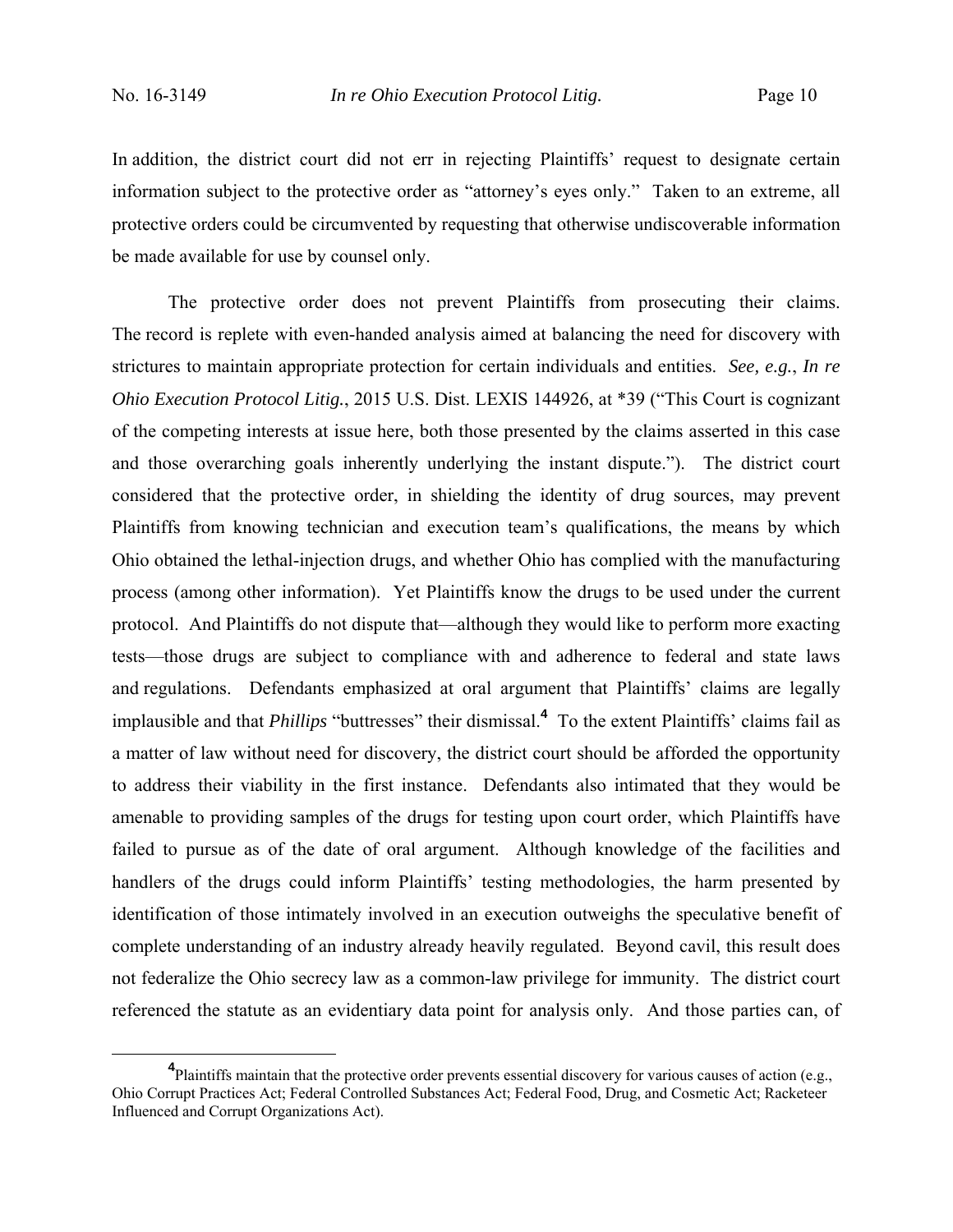In addition, the district court did not err in rejecting Plaintiffs' request to designate certain information subject to the protective order as "attorney's eyes only." Taken to an extreme, all protective orders could be circumvented by requesting that otherwise undiscoverable information be made available for use by counsel only.

The protective order does not prevent Plaintiffs from prosecuting their claims. The record is replete with even-handed analysis aimed at balancing the need for discovery with strictures to maintain appropriate protection for certain individuals and entities. *See, e.g.*, *In re Ohio Execution Protocol Litig.*, 2015 U.S. Dist. LEXIS 144926, at *39 ("This Court is cognizant of the competing interests at issue here, both those presented by the claims asserted in this case and those overarching goals inherently underlying the instant dispute."). The district court considered that the protective order, in shielding the identity of drug sources, may prevent Plaintiffs from knowing technician and execution team's qualifications, the means by which Ohio obtained the lethal-injection drugs, and whether Ohio has complied with the manufacturing process (among other information). Yet Plaintiffs know the drugs to be used under the current protocol. And Plaintiffs do not dispute that—although they would like to perform more exacting tests—those drugs are subject to compliance with and adherence to federal and state laws and regulations. Defendants emphasized at oral argument that Plaintiffs' claims are legally implausible and that *Phillips* "buttresses" their dismissal.[4] To the extent Plaintiffs' claims fail as a matter of law without need for discovery, the district court should be afforded the opportunity to address their viability in the first instance. Defendants also intimated that they would be amenable to providing samples of the drugs for testing upon court order, which Plaintiffs have failed to pursue as of the date of oral argument. Although knowledge of the facilities and handlers of the drugs could inform Plaintiffs' testing methodologies, the harm presented by identification of those intimately involved in an execution outweighs the speculative benefit of complete understanding of an industry already heavily regulated. Beyond cavil, this result does not federalize the Ohio secrecy law as a common-law privilege for immunity. The district court referenced the statute as an evidentiary data point for analysis only. And those parties can, of

[4]Plaintiffs maintain that the protective order prevents essential discovery for various causes of action (e.g., Ohio Corrupt Practices Act; Federal Controlled Substances Act; Federal Food, Drug, and Cosmetic Act; Racketeer Influenced and Corrupt Organizations Act).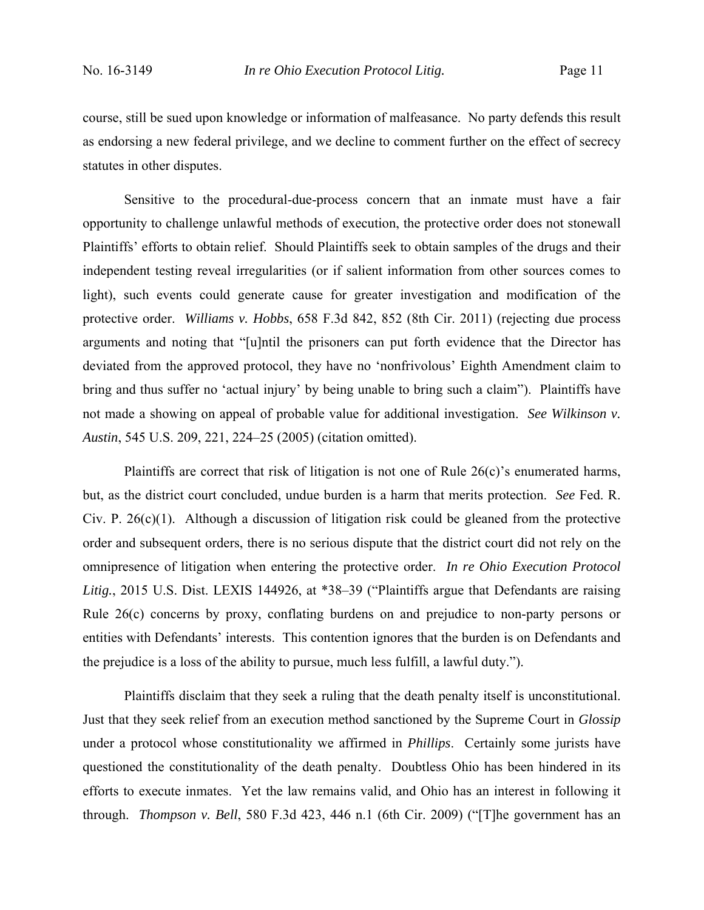course, still be sued upon knowledge or information of malfeasance. No party defends this result as endorsing a new federal privilege, and we decline to comment further on the effect of secrecy statutes in other disputes.

Sensitive to the procedural-due-process concern that an inmate must have a fair opportunity to challenge unlawful methods of execution, the protective order does not stonewall Plaintiffs' efforts to obtain relief. Should Plaintiffs seek to obtain samples of the drugs and their independent testing reveal irregularities (or if salient information from other sources comes to light), such events could generate cause for greater investigation and modification of the protective order. *Williams v. Hobbs*, 658 F.3d 842, 852 (8th Cir. 2011) (rejecting due process arguments and noting that "[u]ntil the prisoners can put forth evidence that the Director has deviated from the approved protocol, they have no 'nonfrivolous' Eighth Amendment claim to bring and thus suffer no 'actual injury' by being unable to bring such a claim"). Plaintiffs have not made a showing on appeal of probable value for additional investigation. *See Wilkinson v. Austin*, 545 U.S. 209, 221, 224–25 (2005) (citation omitted).

Plaintiffs are correct that risk of litigation is not one of Rule 26(c)'s enumerated harms, but, as the district court concluded, undue burden is a harm that merits protection. *See* Fed. R. Civ. P. 26(c)(1). Although a discussion of litigation risk could be gleaned from the protective order and subsequent orders, there is no serious dispute that the district court did not rely on the omnipresence of litigation when entering the protective order. *In re Ohio Execution Protocol Litig.*, 2015 U.S. Dist. LEXIS 144926, at *38–39 ("Plaintiffs argue that Defendants are raising Rule 26(c) concerns by proxy, conflating burdens on and prejudice to non-party persons or entities with Defendants' interests. This contention ignores that the burden is on Defendants and the prejudice is a loss of the ability to pursue, much less fulfill, a lawful duty.").

Plaintiffs disclaim that they seek a ruling that the death penalty itself is unconstitutional. Just that they seek relief from an execution method sanctioned by the Supreme Court in *Glossip* under a protocol whose constitutionality we affirmed in *Phillips*. Certainly some jurists have questioned the constitutionality of the death penalty. Doubtless Ohio has been hindered in its efforts to execute inmates. Yet the law remains valid, and Ohio has an interest in following it through. *Thompson v. Bell*, 580 F.3d 423, 446 n.1 (6th Cir. 2009) ("[T]he government has an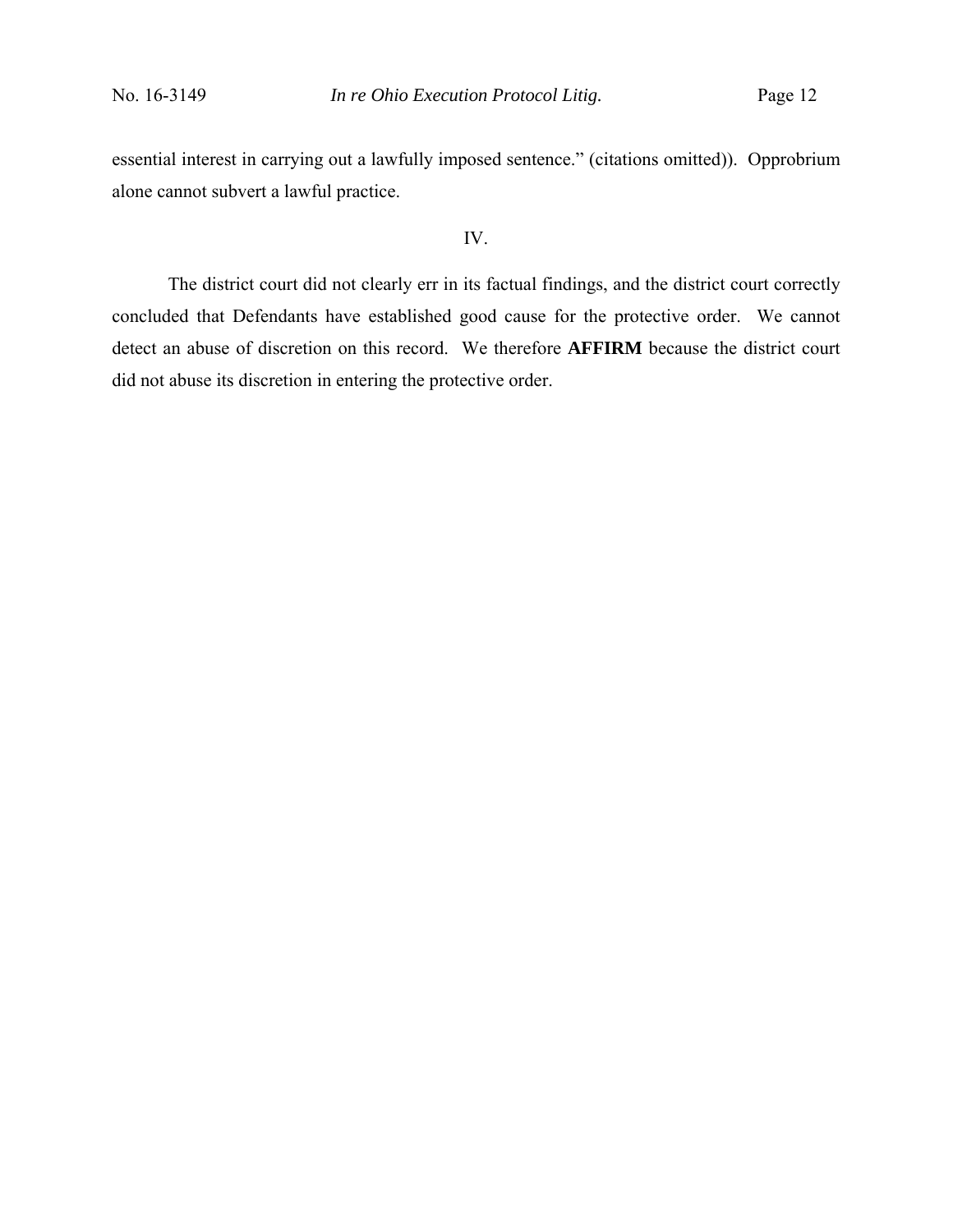essential interest in carrying out a lawfully imposed sentence." (citations omitted)). Opprobrium alone cannot subvert a lawful practice.

## IV.

The district court did not clearly err in its factual findings, and the district court correctly concluded that Defendants have established good cause for the protective order. We cannot detect an abuse of discretion on this record. We therefore **AFFIRM** because the district court did not abuse its discretion in entering the protective order.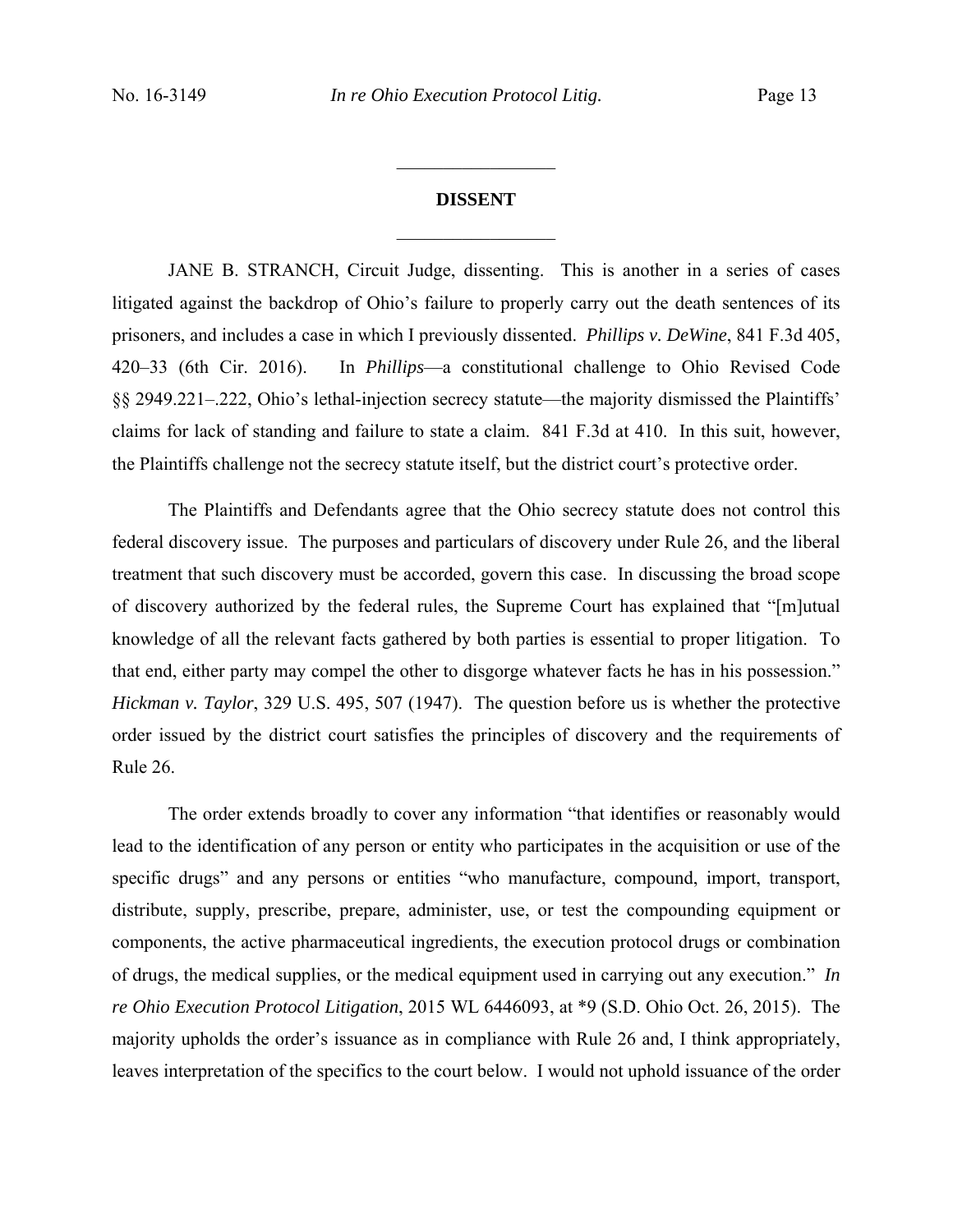## DISSENT

JANE B. STRANCH, Circuit Judge, dissenting. This is another in a series of cases litigated against the backdrop of Ohio's failure to properly carry out the death sentences of its prisoners, and includes a case in which I previously dissented. *Phillips v. DeWine*, 841 F.3d 405, 420–33 (6th Cir. 2016). In *Phillips*—a constitutional challenge to Ohio Revised Code §§ 2949.221–.222, Ohio's lethal-injection secrecy statute—the majority dismissed the Plaintiffs' claims for lack of standing and failure to state a claim. 841 F.3d at 410. In this suit, however, the Plaintiffs challenge not the secrecy statute itself, but the district court's protective order.

The Plaintiffs and Defendants agree that the Ohio secrecy statute does not control this federal discovery issue. The purposes and particulars of discovery under Rule 26, and the liberal treatment that such discovery must be accorded, govern this case. In discussing the broad scope of discovery authorized by the federal rules, the Supreme Court has explained that "[m]utual knowledge of all the relevant facts gathered by both parties is essential to proper litigation. To that end, either party may compel the other to disgorge whatever facts he has in his possession." *Hickman v. Taylor*, 329 U.S. 495, 507 (1947). The question before us is whether the protective order issued by the district court satisfies the principles of discovery and the requirements of Rule 26.

The order extends broadly to cover any information "that identifies or reasonably would lead to the identification of any person or entity who participates in the acquisition or use of the specific drugs" and any persons or entities "who manufacture, compound, import, transport, distribute, supply, prescribe, prepare, administer, use, or test the compounding equipment or components, the active pharmaceutical ingredients, the execution protocol drugs or combination of drugs, the medical supplies, or the medical equipment used in carrying out any execution." *In re Ohio Execution Protocol Litigation*, 2015 WL 6446093, at *9 (S.D. Ohio Oct. 26, 2015). The majority upholds the order's issuance as in compliance with Rule 26 and, I think appropriately, leaves interpretation of the specifics to the court below. I would not uphold issuance of the order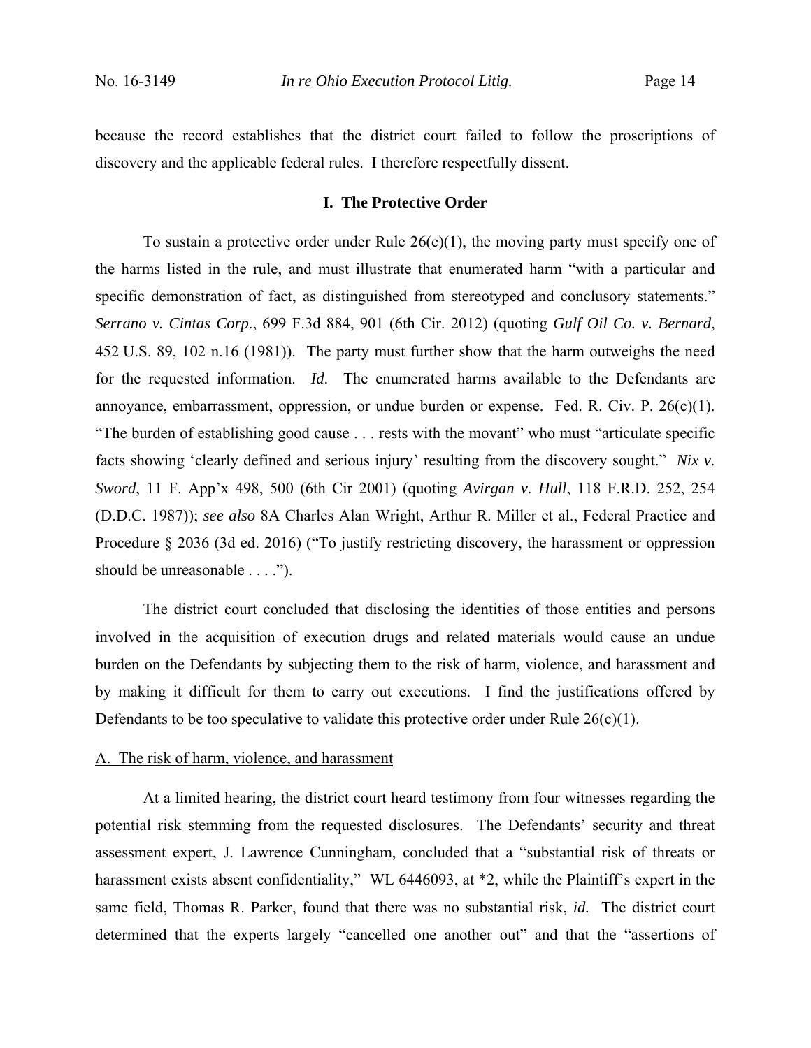because the record establishes that the district court failed to follow the proscriptions of discovery and the applicable federal rules. I therefore respectfully dissent.

## I. The Protective Order

To sustain a protective order under Rule 26(c)(1), the moving party must specify one of the harms listed in the rule, and must illustrate that enumerated harm "with a particular and specific demonstration of fact, as distinguished from stereotyped and conclusory statements." *Serrano v. Cintas Corp*., 699 F.3d 884, 901 (6th Cir. 2012) (quoting *Gulf Oil Co. v. Bernard*, 452 U.S. 89, 102 n.16 (1981)). The party must further show that the harm outweighs the need for the requested information. *Id*. The enumerated harms available to the Defendants are annoyance, embarrassment, oppression, or undue burden or expense. Fed. R. Civ. P. 26(c)(1). "The burden of establishing good cause . . . rests with the movant" who must "articulate specific facts showing 'clearly defined and serious injury' resulting from the discovery sought." *Nix v. Sword*, 11 F. App'x 498, 500 (6th Cir 2001) (quoting *Avirgan v. Hull*, 118 F.R.D. 252, 254 (D.D.C. 1987)); *see also* 8A Charles Alan Wright, Arthur R. Miller et al., Federal Practice and Procedure § 2036 (3d ed. 2016) ("To justify restricting discovery, the harassment or oppression should be unreasonable . . . .").

The district court concluded that disclosing the identities of those entities and persons involved in the acquisition of execution drugs and related materials would cause an undue burden on the Defendants by subjecting them to the risk of harm, violence, and harassment and by making it difficult for them to carry out executions. I find the justifications offered by Defendants to be too speculative to validate this protective order under Rule 26(c)(1).

### A. The risk of harm, violence, and harassment

At a limited hearing, the district court heard testimony from four witnesses regarding the potential risk stemming from the requested disclosures. The Defendants' security and threat assessment expert, J. Lawrence Cunningham, concluded that a "substantial risk of threats or harassment exists absent confidentiality," WL 6446093, at *2, while the Plaintiff's expert in the same field, Thomas R. Parker, found that there was no substantial risk, *id.* The district court determined that the experts largely "cancelled one another out" and that the "assertions of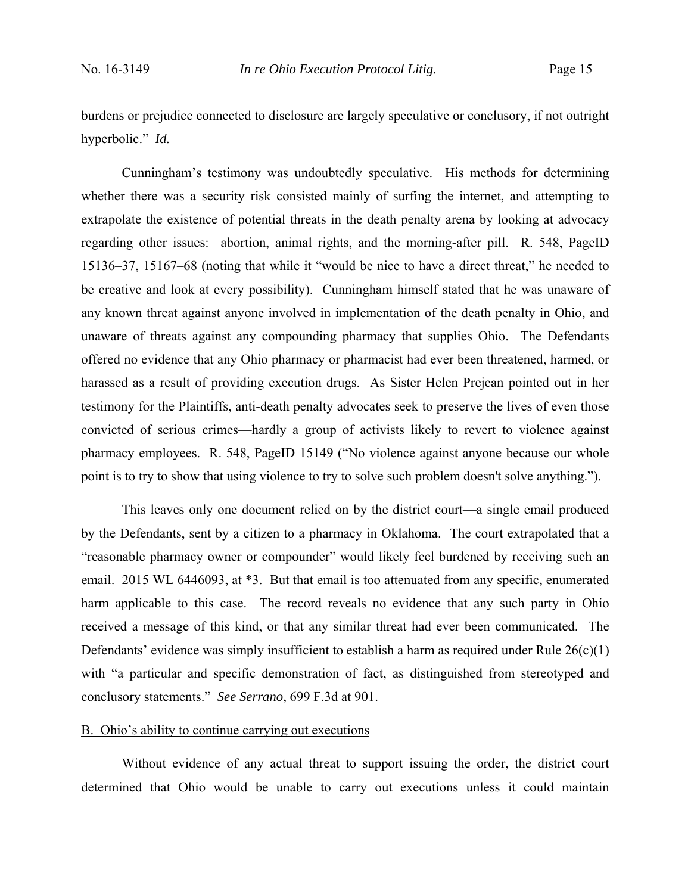burdens or prejudice connected to disclosure are largely speculative or conclusory, if not outright hyperbolic." *Id.*

Cunningham's testimony was undoubtedly speculative. His methods for determining whether there was a security risk consisted mainly of surfing the internet, and attempting to extrapolate the existence of potential threats in the death penalty arena by looking at advocacy regarding other issues: abortion, animal rights, and the morning-after pill. R. 548, PageID 15136–37, 15167–68 (noting that while it "would be nice to have a direct threat," he needed to be creative and look at every possibility). Cunningham himself stated that he was unaware of any known threat against anyone involved in implementation of the death penalty in Ohio, and unaware of threats against any compounding pharmacy that supplies Ohio. The Defendants offered no evidence that any Ohio pharmacy or pharmacist had ever been threatened, harmed, or harassed as a result of providing execution drugs. As Sister Helen Prejean pointed out in her testimony for the Plaintiffs, anti-death penalty advocates seek to preserve the lives of even those convicted of serious crimes—hardly a group of activists likely to revert to violence against pharmacy employees. R. 548, PageID 15149 ("No violence against anyone because our whole point is to try to show that using violence to try to solve such problem doesn't solve anything.").

This leaves only one document relied on by the district court—a single email produced by the Defendants, sent by a citizen to a pharmacy in Oklahoma. The court extrapolated that a "reasonable pharmacy owner or compounder" would likely feel burdened by receiving such an email. 2015 WL 6446093, at *3. But that email is too attenuated from any specific, enumerated harm applicable to this case. The record reveals no evidence that any such party in Ohio received a message of this kind, or that any similar threat had ever been communicated. The Defendants' evidence was simply insufficient to establish a harm as required under Rule 26(c)(1) with "a particular and specific demonstration of fact, as distinguished from stereotyped and conclusory statements." *See Serrano*, 699 F.3d at 901.

<u>B. Ohio's ability to continue carrying out executions</u>

Without evidence of any actual threat to support issuing the order, the district court determined that Ohio would be unable to carry out executions unless it could maintain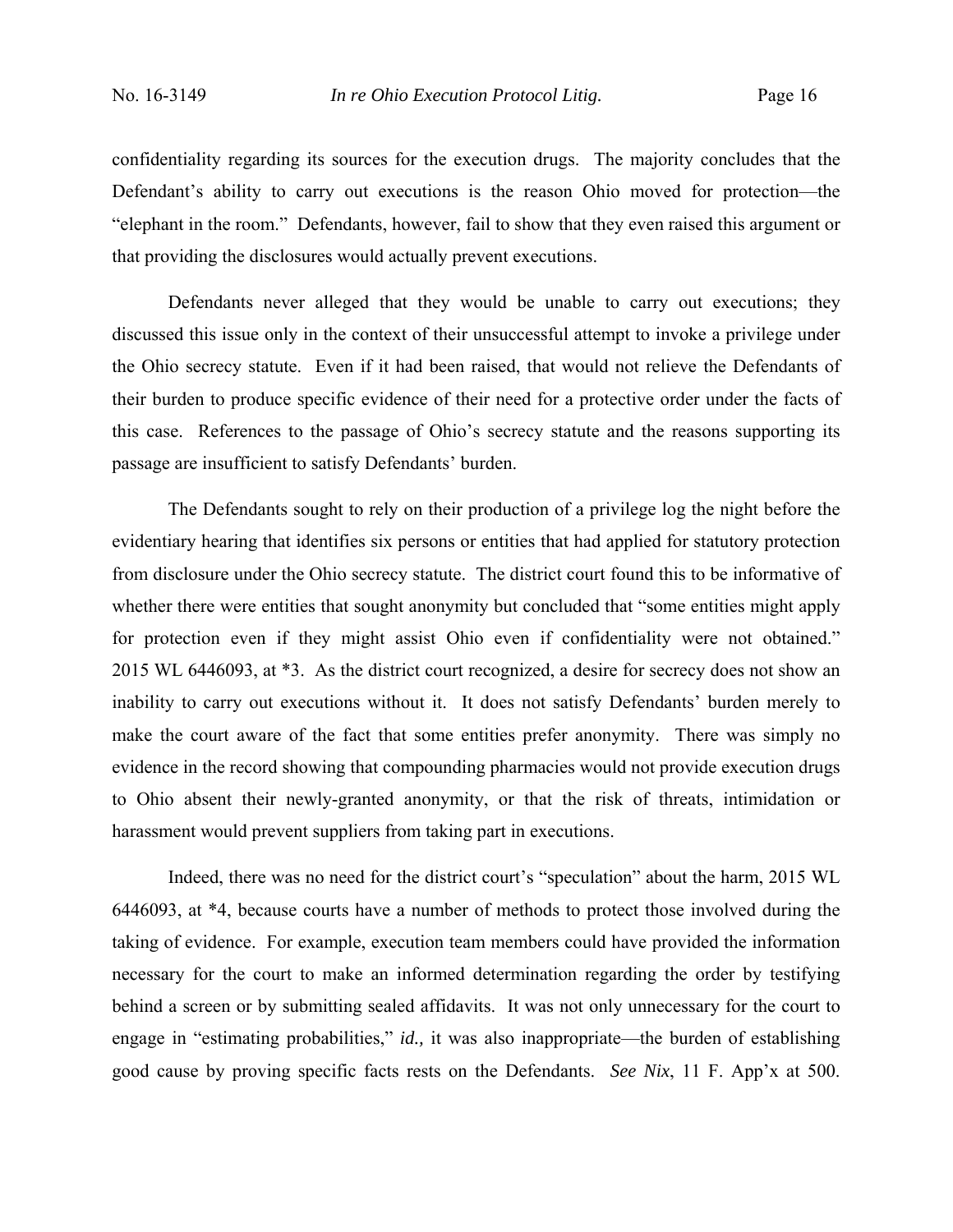confidentiality regarding its sources for the execution drugs. The majority concludes that the Defendant's ability to carry out executions is the reason Ohio moved for protection—the "elephant in the room." Defendants, however, fail to show that they even raised this argument or that providing the disclosures would actually prevent executions.

Defendants never alleged that they would be unable to carry out executions; they discussed this issue only in the context of their unsuccessful attempt to invoke a privilege under the Ohio secrecy statute. Even if it had been raised, that would not relieve the Defendants of their burden to produce specific evidence of their need for a protective order under the facts of this case. References to the passage of Ohio's secrecy statute and the reasons supporting its passage are insufficient to satisfy Defendants' burden.

The Defendants sought to rely on their production of a privilege log the night before the evidentiary hearing that identifies six persons or entities that had applied for statutory protection from disclosure under the Ohio secrecy statute. The district court found this to be informative of whether there were entities that sought anonymity but concluded that "some entities might apply for protection even if they might assist Ohio even if confidentiality were not obtained." 2015 WL 6446093, at \*3. As the district court recognized, a desire for secrecy does not show an inability to carry out executions without it. It does not satisfy Defendants' burden merely to make the court aware of the fact that some entities prefer anonymity. There was simply no evidence in the record showing that compounding pharmacies would not provide execution drugs to Ohio absent their newly-granted anonymity, or that the risk of threats, intimidation or harassment would prevent suppliers from taking part in executions.

Indeed, there was no need for the district court's "speculation" about the harm, 2015 WL 6446093, at \*4, because courts have a number of methods to protect those involved during the taking of evidence. For example, execution team members could have provided the information necessary for the court to make an informed determination regarding the order by testifying behind a screen or by submitting sealed affidavits. It was not only unnecessary for the court to engage in "estimating probabilities," *id.,* it was also inappropriate—the burden of establishing good cause by proving specific facts rests on the Defendants. *See Nix*, 11 F. App'x at 500.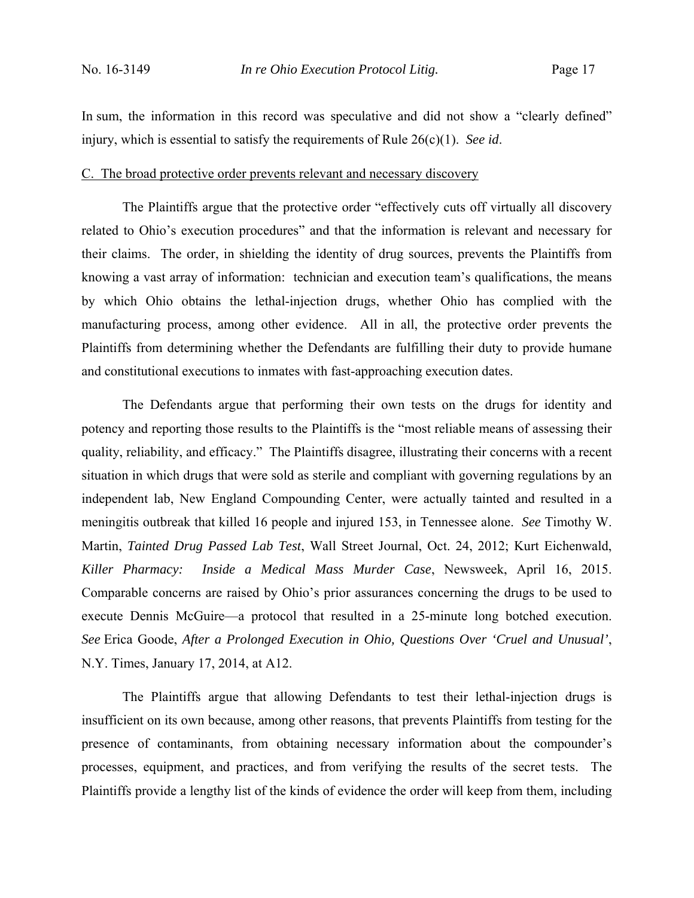In sum, the information in this record was speculative and did not show a "clearly defined" injury, which is essential to satisfy the requirements of Rule 26(c)(1). *See id*.

C. The broad protective order prevents relevant and necessary discovery

The Plaintiffs argue that the protective order "effectively cuts off virtually all discovery related to Ohio's execution procedures" and that the information is relevant and necessary for their claims. The order, in shielding the identity of drug sources, prevents the Plaintiffs from knowing a vast array of information: technician and execution team's qualifications, the means by which Ohio obtains the lethal-injection drugs, whether Ohio has complied with the manufacturing process, among other evidence. All in all, the protective order prevents the Plaintiffs from determining whether the Defendants are fulfilling their duty to provide humane and constitutional executions to inmates with fast-approaching execution dates.

The Defendants argue that performing their own tests on the drugs for identity and potency and reporting those results to the Plaintiffs is the "most reliable means of assessing their quality, reliability, and efficacy." The Plaintiffs disagree, illustrating their concerns with a recent situation in which drugs that were sold as sterile and compliant with governing regulations by an independent lab, New England Compounding Center, were actually tainted and resulted in a meningitis outbreak that killed 16 people and injured 153, in Tennessee alone. *See* Timothy W. Martin, *Tainted Drug Passed Lab Test*, Wall Street Journal, Oct. 24, 2012; Kurt Eichenwald, *Killer Pharmacy: Inside a Medical Mass Murder Case*, Newsweek, April 16, 2015. Comparable concerns are raised by Ohio's prior assurances concerning the drugs to be used to execute Dennis McGuire—a protocol that resulted in a 25-minute long botched execution. *See* Erica Goode, *After a Prolonged Execution in Ohio, Questions Over 'Cruel and Unusual'*, N.Y. Times, January 17, 2014, at A12.

The Plaintiffs argue that allowing Defendants to test their lethal-injection drugs is insufficient on its own because, among other reasons, that prevents Plaintiffs from testing for the presence of contaminants, from obtaining necessary information about the compounder's processes, equipment, and practices, and from verifying the results of the secret tests. The Plaintiffs provide a lengthy list of the kinds of evidence the order will keep from them, including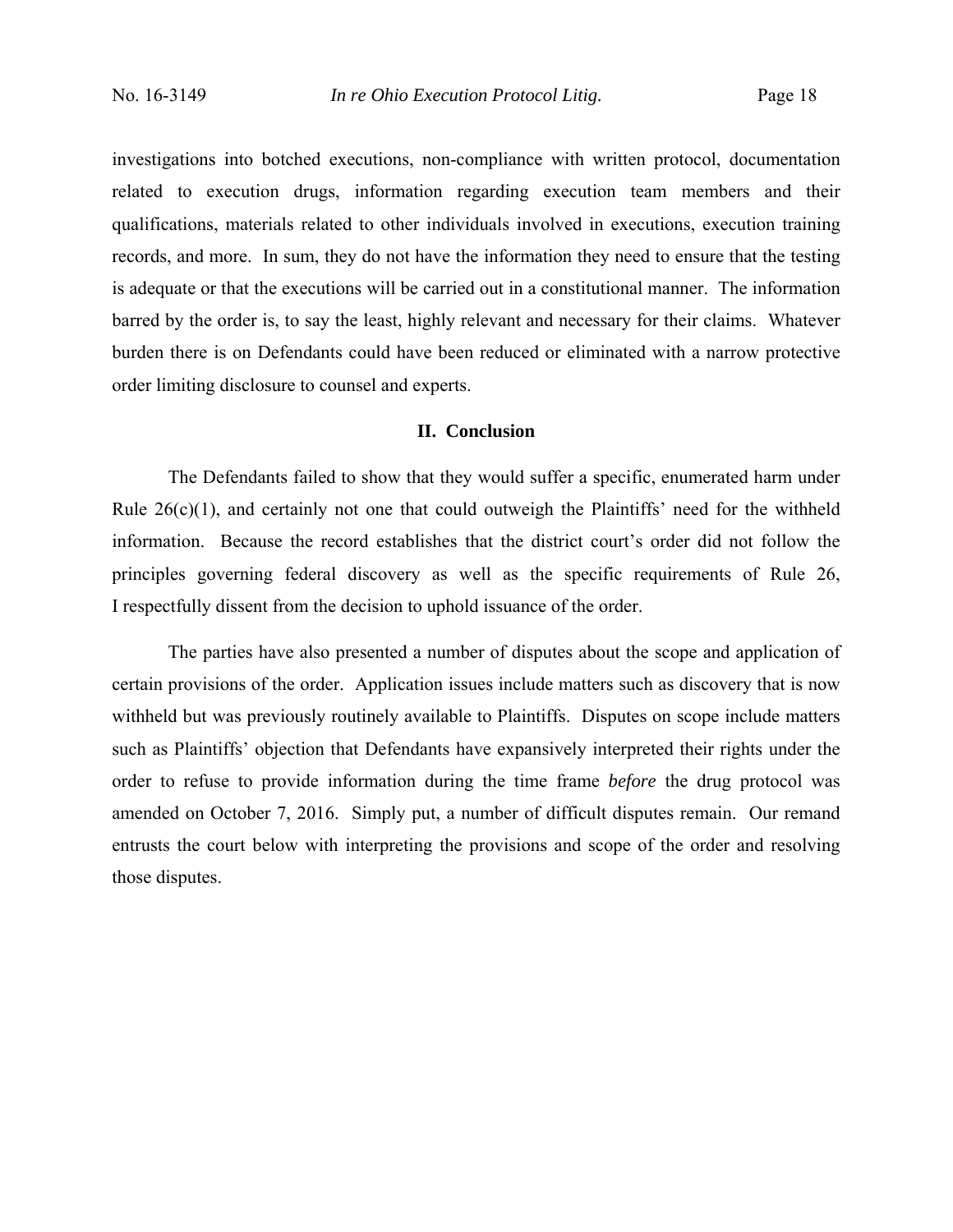investigations into botched executions, non-compliance with written protocol, documentation related to execution drugs, information regarding execution team members and their qualifications, materials related to other individuals involved in executions, execution training records, and more. In sum, they do not have the information they need to ensure that the testing is adequate or that the executions will be carried out in a constitutional manner. The information barred by the order is, to say the least, highly relevant and necessary for their claims. Whatever burden there is on Defendants could have been reduced or eliminated with a narrow protective order limiting disclosure to counsel and experts.

## II. Conclusion

The Defendants failed to show that they would suffer a specific, enumerated harm under Rule 26(c)(1), and certainly not one that could outweigh the Plaintiffs' need for the withheld information. Because the record establishes that the district court's order did not follow the principles governing federal discovery as well as the specific requirements of Rule 26, I respectfully dissent from the decision to uphold issuance of the order.

The parties have also presented a number of disputes about the scope and application of certain provisions of the order. Application issues include matters such as discovery that is now withheld but was previously routinely available to Plaintiffs. Disputes on scope include matters such as Plaintiffs' objection that Defendants have expansively interpreted their rights under the order to refuse to provide information during the time frame *before* the drug protocol was amended on October 7, 2016. Simply put, a number of difficult disputes remain. Our remand entrusts the court below with interpreting the provisions and scope of the order and resolving those disputes.